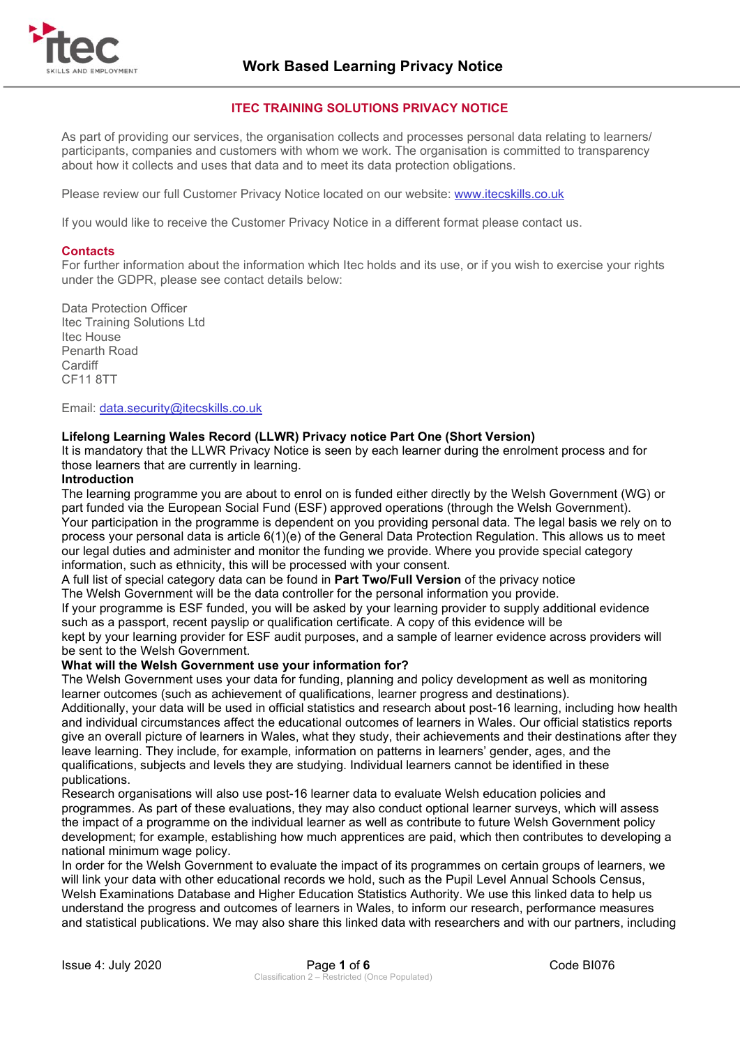# ITEC TRAINING SOLUTIONS PRIVACY NOTICE

As part of providing our services, the organisation collects and processes personal data relating to learners/ participants, companies and customers with whom we work. The organisation is committed to transparency about how it collects and uses that data and to meet its data protection obligations.

Please review our full Customer Privacy Notice located on our website: [www.itecskills.co.uk](http://www.itecskills.co.uk)

If you would like to receive the Customer Privacy Notice in a different format please contact us.

## Contacts

For further information about the information which Itec holds and its use, or if you wish to exercise your rights under the GDPR, please see contact details below:

Data Protection Officer
Itec Training Solutions Ltd
Itec House
Penarth Road
Cardiff
CF11 8TT

Email: [data.security@itecskills.co.uk](mailto:data.security@itecskills.co.uk)

**Lifelong Learning Wales Record (LLWR) Privacy notice Part One (Short Version)**

It is mandatory that the LLWR Privacy Notice is seen by each learner during the enrolment process and for those learners that are currently in learning.

**Introduction**

The learning programme you are about to enrol on is funded either directly by the Welsh Government (WG) or part funded via the European Social Fund (ESF) approved operations (through the Welsh Government).
Your participation in the programme is dependent on you providing personal data. The legal basis we rely on to process your personal data is article 6(1)(e) of the General Data Protection Regulation. This allows us to meet our legal duties and administer and monitor the funding we provide. Where you provide special category information, such as ethnicity, this will be processed with your consent.
A full list of special category data can be found in **Part Two/Full Version** of the privacy notice
The Welsh Government will be the data controller for the personal information you provide.
If your programme is ESF funded, you will be asked by your learning provider to supply additional evidence such as a passport, recent payslip or qualification certificate. A copy of this evidence will be kept by your learning provider for ESF audit purposes, and a sample of learner evidence across providers will be sent to the Welsh Government.

**What will the Welsh Government use your information for?**

The Welsh Government uses your data for funding, planning and policy development as well as monitoring learner outcomes (such as achievement of qualifications, learner progress and destinations).
Additionally, your data will be used in official statistics and research about post-16 learning, including how health and individual circumstances affect the educational outcomes of learners in Wales. Our official statistics reports give an overall picture of learners in Wales, what they study, their achievements and their destinations after they leave learning. They include, for example, information on patterns in learners' gender, ages, and the qualifications, subjects and levels they are studying. Individual learners cannot be identified in these publications.
Research organisations will also use post-16 learner data to evaluate Welsh education policies and programmes. As part of these evaluations, they may also conduct optional learner surveys, which will assess the impact of a programme on the individual learner as well as contribute to future Welsh Government policy development; for example, establishing how much apprentices are paid, which then contributes to developing a national minimum wage policy.
In order for the Welsh Government to evaluate the impact of its programmes on certain groups of learners, we will link your data with other educational records we hold, such as the Pupil Level Annual Schools Census, Welsh Examinations Database and Higher Education Statistics Authority. We use this linked data to help us understand the progress and outcomes of learners in Wales, to inform our research, performance measures and statistical publications. We may also share this linked data with researchers and with our partners, including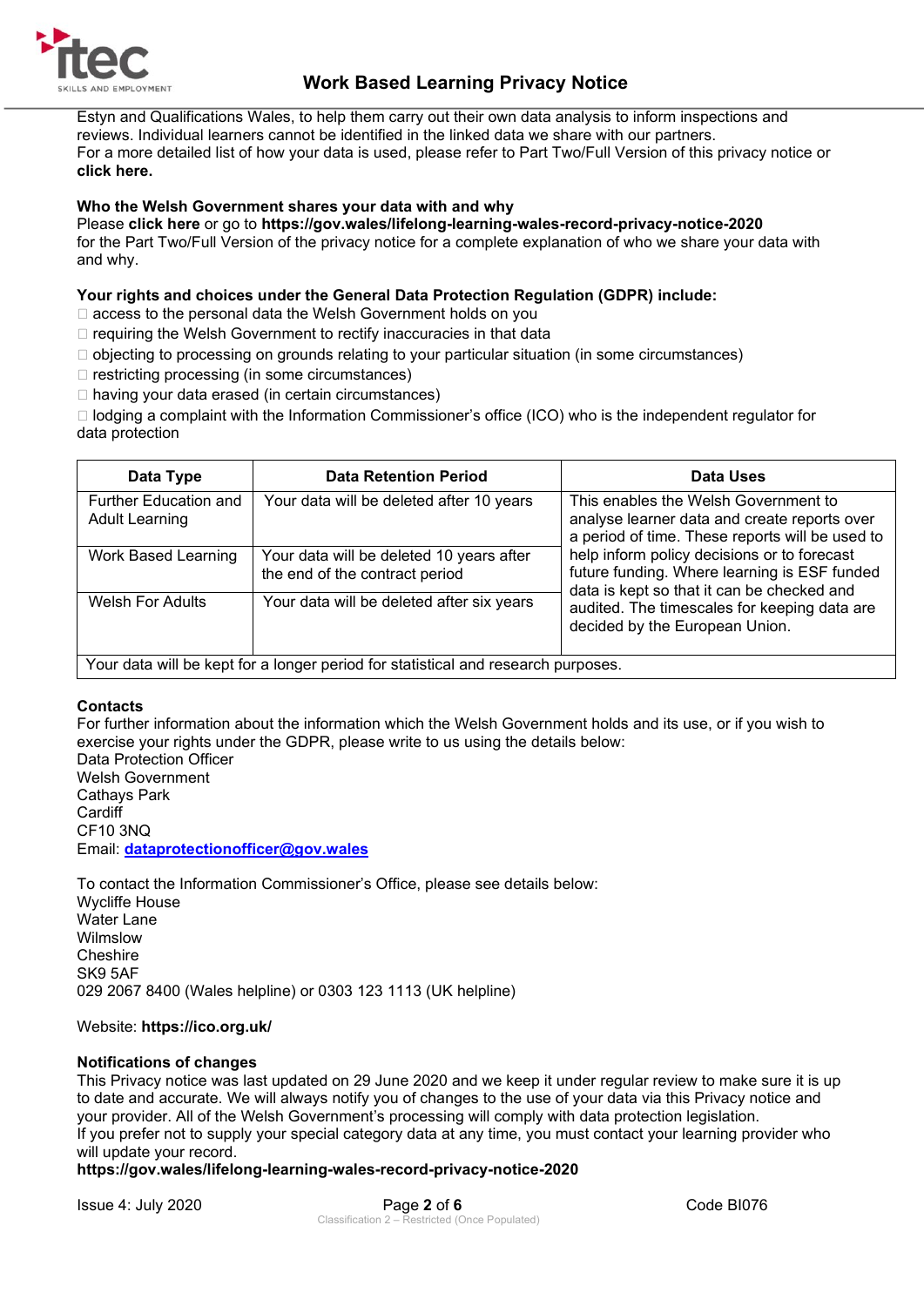Estyn and Qualifications Wales, to help them carry out their own data analysis to inform inspections and reviews. Individual learners cannot be identified in the linked data we share with our partners.
For a more detailed list of how your data is used, please refer to Part Two/Full Version of this privacy notice or **click here.**

**Who the Welsh Government shares your data with and why**
Please **click here** or go to **https://gov.wales/lifelong-learning-wales-record-privacy-notice-2020** for the Part Two/Full Version of the privacy notice for a complete explanation of who we share your data with and why.

**Your rights and choices under the General Data Protection Regulation (GDPR) include:**

- access to the personal data the Welsh Government holds on you
- requiring the Welsh Government to rectify inaccuracies in that data
- objecting to processing on grounds relating to your particular situation (in some circumstances)
- restricting processing (in some circumstances)
- having your data erased (in certain circumstances)
- lodging a complaint with the Information Commissioner's office (ICO) who is the independent regulator for data protection

| Data Type | Data Retention Period | Data Uses |
|---|---|---|
| Further Education and Adult Learning | Your data will be deleted after 10 years | This enables the Welsh Government to analyse learner data and create reports over a period of time. These reports will be used to help inform policy decisions or to forecast future funding. Where learning is ESF funded data is kept so that it can be checked and audited. The timescales for keeping data are decided by the European Union. |
| Work Based Learning | Your data will be deleted 10 years after the end of the contract period | |
| Welsh For Adults | Your data will be deleted after six years | |
| Your data will be kept for a longer period for statistical and research purposes. | | |

**Contacts**
For further information about the information which the Welsh Government holds and its use, or if you wish to exercise your rights under the GDPR, please write to us using the details below:
Data Protection Officer
Welsh Government
Cathays Park
Cardiff
CF10 3NQ
Email: **dataprotectionofficer@gov.wales**

To contact the Information Commissioner's Office, please see details below:
Wycliffe House
Water Lane
Wilmslow
Cheshire
SK9 5AF
029 2067 8400 (Wales helpline) or 0303 123 1113 (UK helpline)

Website: **https://ico.org.uk/**

**Notifications of changes**
This Privacy notice was last updated on 29 June 2020 and we keep it under regular review to make sure it is up to date and accurate. We will always notify you of changes to the use of your data via this Privacy notice and your provider. All of the Welsh Government's processing will comply with data protection legislation.
If you prefer not to supply your special category data at any time, you must contact your learning provider who will update your record.
**https://gov.wales/lifelong-learning-wales-record-privacy-notice-2020**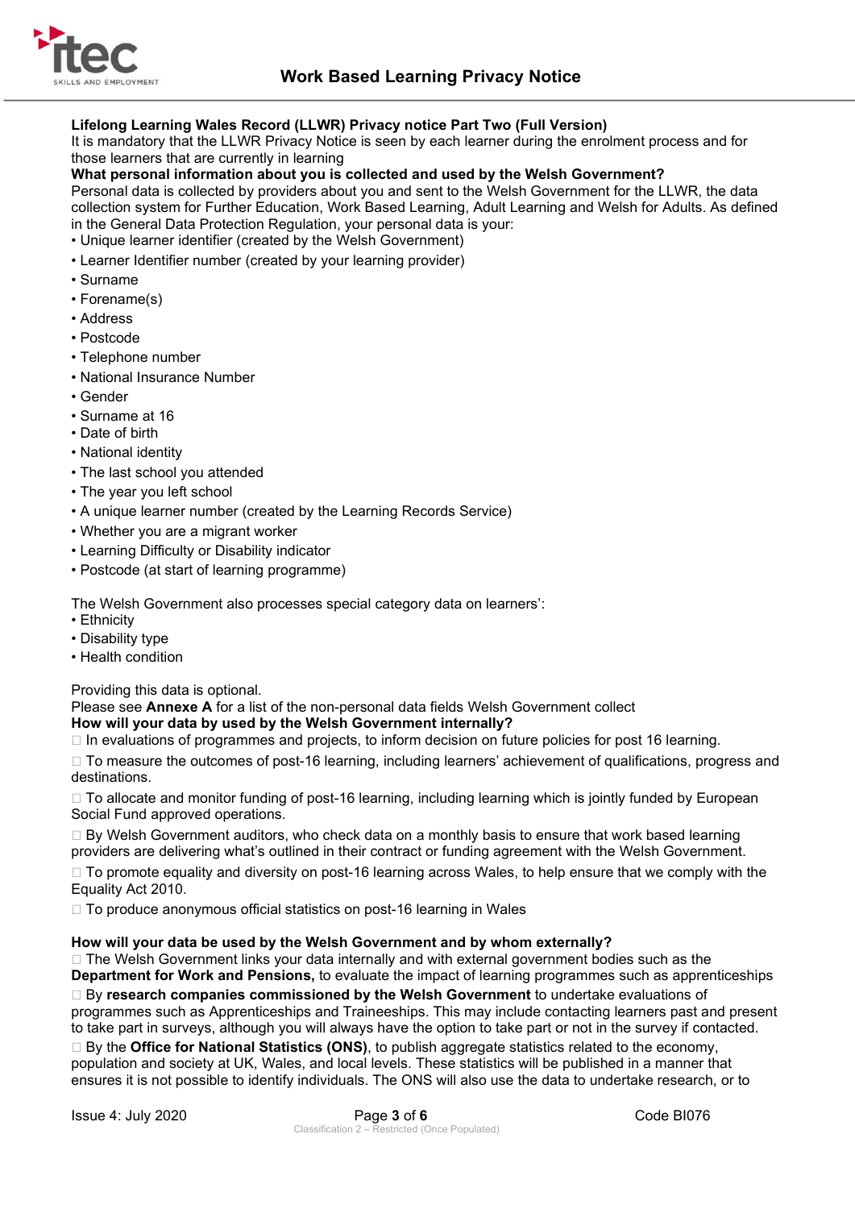### Lifelong Learning Wales Record (LLWR) Privacy notice Part Two (Full Version)

It is mandatory that the LLWR Privacy Notice is seen by each learner during the enrolment process and for those learners that are currently in learning

### What personal information about you is collected and used by the Welsh Government?

Personal data is collected by providers about you and sent to the Welsh Government for the LLWR, the data collection system for Further Education, Work Based Learning, Adult Learning and Welsh for Adults. As defined in the General Data Protection Regulation, your personal data is your:

- Unique learner identifier (created by the Welsh Government)
- Learner Identifier number (created by your learning provider)
- Surname
- Forename(s)
- Address
- Postcode
- Telephone number
- National Insurance Number
- Gender
- Surname at 16
- Date of birth
- National identity
- The last school you attended
- The year you left school
- A unique learner number (created by the Learning Records Service)
- Whether you are a migrant worker
- Learning Difficulty or Disability indicator
- Postcode (at start of learning programme)

The Welsh Government also processes special category data on learners':

- Ethnicity
- Disability type
- Health condition

Providing this data is optional.

Please see **Annexe A** for a list of the non-personal data fields Welsh Government collect

### How will your data by used by the Welsh Government internally?

- In evaluations of programmes and projects, to inform decision on future policies for post 16 learning.
- To measure the outcomes of post-16 learning, including learners' achievement of qualifications, progress and destinations.
- To allocate and monitor funding of post-16 learning, including learning which is jointly funded by European Social Fund approved operations.
- By Welsh Government auditors, who check data on a monthly basis to ensure that work based learning providers are delivering what's outlined in their contract or funding agreement with the Welsh Government.
- To promote equality and diversity on post-16 learning across Wales, to help ensure that we comply with the Equality Act 2010.
- To produce anonymous official statistics on post-16 learning in Wales

### How will your data be used by the Welsh Government and by whom externally?

- The Welsh Government links your data internally and with external government bodies such as the **Department for Work and Pensions,** to evaluate the impact of learning programmes such as apprenticeships
- By **research companies commissioned by the Welsh Government** to undertake evaluations of programmes such as Apprenticeships and Traineeships. This may include contacting learners past and present to take part in surveys, although you will always have the option to take part or not in the survey if contacted.
- By the **Office for National Statistics (ONS)**, to publish aggregate statistics related to the economy, population and society at UK, Wales, and local levels. These statistics will be published in a manner that ensures it is not possible to identify individuals. The ONS will also use the data to undertake research, or to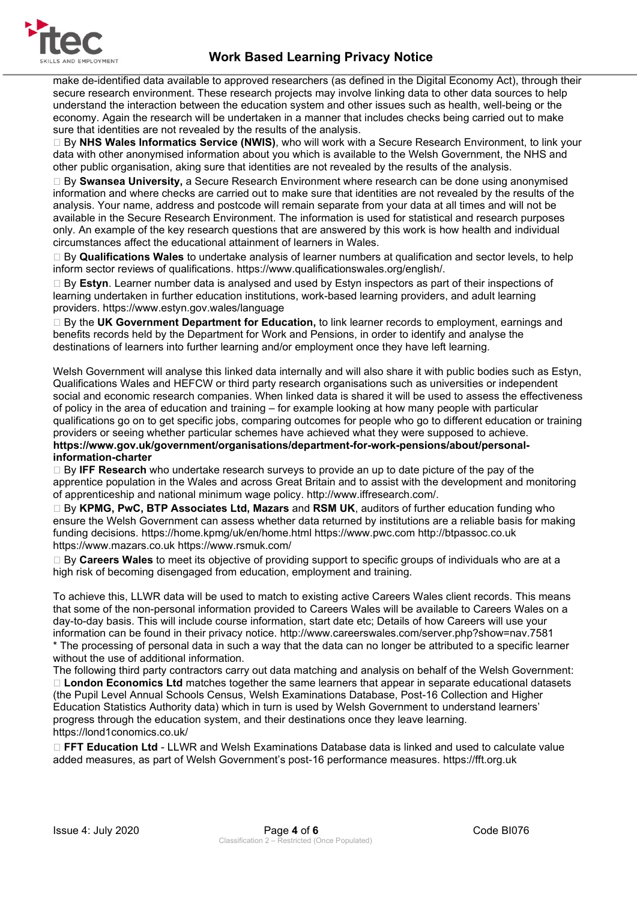make de-identified data available to approved researchers (as defined in the Digital Economy Act), through their secure research environment. These research projects may involve linking data to other data sources to help understand the interaction between the education system and other issues such as health, well-being or the economy. Again the research will be undertaken in a manner that includes checks being carried out to make sure that identities are not revealed by the results of the analysis.

- By **NHS Wales Informatics Service (NWIS)**, who will work with a Secure Research Environment, to link your data with other anonymised information about you which is available to the Welsh Government, the NHS and other public organisation, aking sure that identities are not revealed by the results of the analysis.
- By **Swansea University,** a Secure Research Environment where research can be done using anonymised information and where checks are carried out to make sure that identities are not revealed by the results of the analysis. Your name, address and postcode will remain separate from your data at all times and will not be available in the Secure Research Environment. The information is used for statistical and research purposes only. An example of the key research questions that are answered by this work is how health and individual circumstances affect the educational attainment of learners in Wales.
- By **Qualifications Wales** to undertake analysis of learner numbers at qualification and sector levels, to help inform sector reviews of qualifications. https://www.qualificationswales.org/english/.
- By **Estyn**. Learner number data is analysed and used by Estyn inspectors as part of their inspections of learning undertaken in further education institutions, work-based learning providers, and adult learning providers. https://www.estyn.gov.wales/language
- By the **UK Government Department for Education,** to link learner records to employment, earnings and benefits records held by the Department for Work and Pensions, in order to identify and analyse the destinations of learners into further learning and/or employment once they have left learning.

Welsh Government will analyse this linked data internally and will also share it with public bodies such as Estyn, Qualifications Wales and HEFCW or third party research organisations such as universities or independent social and economic research companies. When linked data is shared it will be used to assess the effectiveness of policy in the area of education and training – for example looking at how many people with particular qualifications go on to get specific jobs, comparing outcomes for people who go to different education or training providers or seeing whether particular schemes have achieved what they were supposed to achieve.
**https://www.gov.uk/government/organisations/department-for-work-pensions/about/personal-information-charter**

- By **IFF Research** who undertake research surveys to provide an up to date picture of the pay of the apprentice population in the Wales and across Great Britain and to assist with the development and monitoring of apprenticeship and national minimum wage policy. http://www.iffresearch.com/.
- By **KPMG, PwC, BTP Associates Ltd, Mazars** and **RSM UK**, auditors of further education funding who ensure the Welsh Government can assess whether data returned by institutions are a reliable basis for making funding decisions. https://home.kpmg/uk/en/home.html https://www.pwc.com http://btpassoc.co.uk https://www.mazars.co.uk https://www.rsmuk.com/
- By **Careers Wales** to meet its objective of providing support to specific groups of individuals who are at a high risk of becoming disengaged from education, employment and training.

To achieve this, LLWR data will be used to match to existing active Careers Wales client records. This means that some of the non-personal information provided to Careers Wales will be available to Careers Wales on a day-to-day basis. This will include course information, start date etc; Details of how Careers will use your information can be found in their privacy notice. http://www.careerswales.com/server.php?show=nav.7581
* The processing of personal data in such a way that the data can no longer be attributed to a specific learner without the use of additional information.
The following third party contractors carry out data matching and analysis on behalf of the Welsh Government:

- **London Economics Ltd** matches together the same learners that appear in separate educational datasets (the Pupil Level Annual Schools Census, Welsh Examinations Database, Post-16 Collection and Higher Education Statistics Authority data) which in turn is used by Welsh Government to understand learners' progress through the education system, and their destinations once they leave learning. https://lond1conomics.co.uk/
- **FFT Education Ltd** - LLWR and Welsh Examinations Database data is linked and used to calculate value added measures, as part of Welsh Government's post-16 performance measures. https://fft.org.uk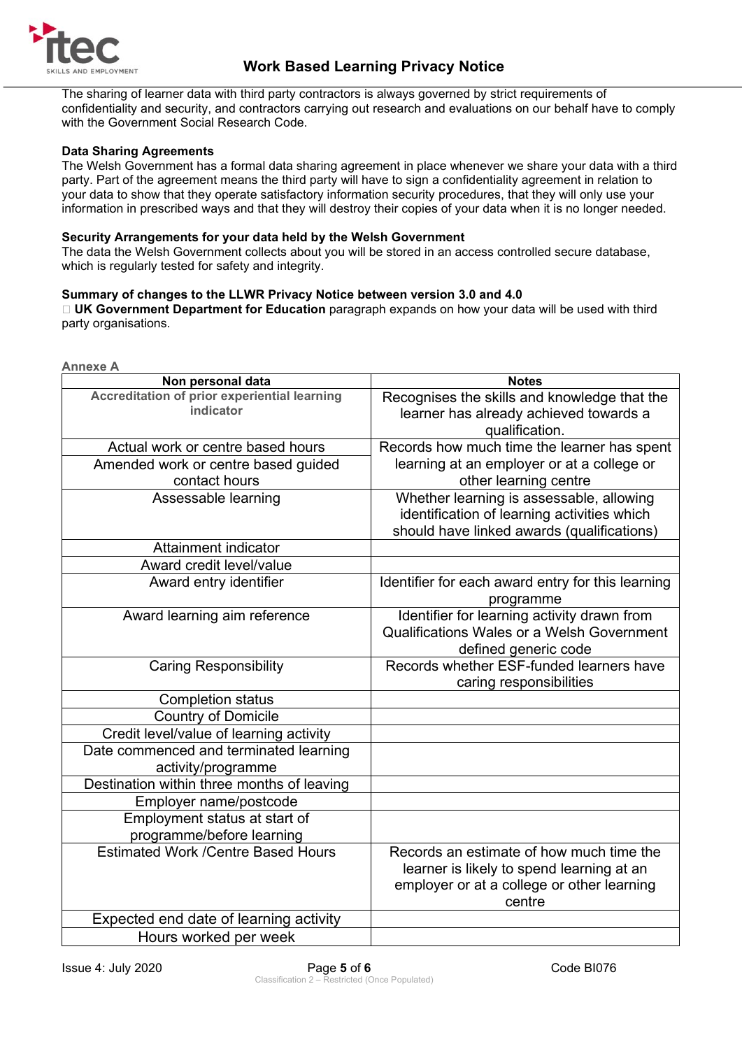The sharing of learner data with third party contractors is always governed by strict requirements of confidentiality and security, and contractors carrying out research and evaluations on our behalf have to comply with the Government Social Research Code.

**Data Sharing Agreements**

The Welsh Government has a formal data sharing agreement in place whenever we share your data with a third party. Part of the agreement means the third party will have to sign a confidentiality agreement in relation to your data to show that they operate satisfactory information security procedures, that they will only use your information in prescribed ways and that they will destroy their copies of your data when it is no longer needed.

**Security Arrangements for your data held by the Welsh Government**

The data the Welsh Government collects about you will be stored in an access controlled secure database, which is regularly tested for safety and integrity.

**Summary of changes to the LLWR Privacy Notice between version 3.0 and 4.0**

- **UK Government Department for Education** paragraph expands on how your data will be used with third party organisations.

**Annexe A**

| Non personal data | Notes |
|---|---|
| **Accreditation of prior experiential learning indicator** | Recognises the skills and knowledge that the learner has already achieved towards a qualification. |
| Actual work or centre based hours | Records how much time the learner has spent learning at an employer or at a college or other learning centre |
| Amended work or centre based guided contact hours | |
| Assessable learning | Whether learning is assessable, allowing identification of learning activities which should have linked awards (qualifications) |
| Attainment indicator | |
| Award credit level/value | |
| Award entry identifier | Identifier for each award entry for this learning programme |
| Award learning aim reference | Identifier for learning activity drawn from Qualifications Wales or a Welsh Government defined generic code |
| Caring Responsibility | Records whether ESF-funded learners have caring responsibilities |
| Completion status | |
| Country of Domicile | |
| Credit level/value of learning activity | |
| Date commenced and terminated learning activity/programme | |
| Destination within three months of leaving | |
| Employer name/postcode | |
| Employment status at start of programme/before learning | |
| Estimated Work /Centre Based Hours | Records an estimate of how much time the learner is likely to spend learning at an employer or at a college or other learning centre |
| Expected end date of learning activity | |
| Hours worked per week | |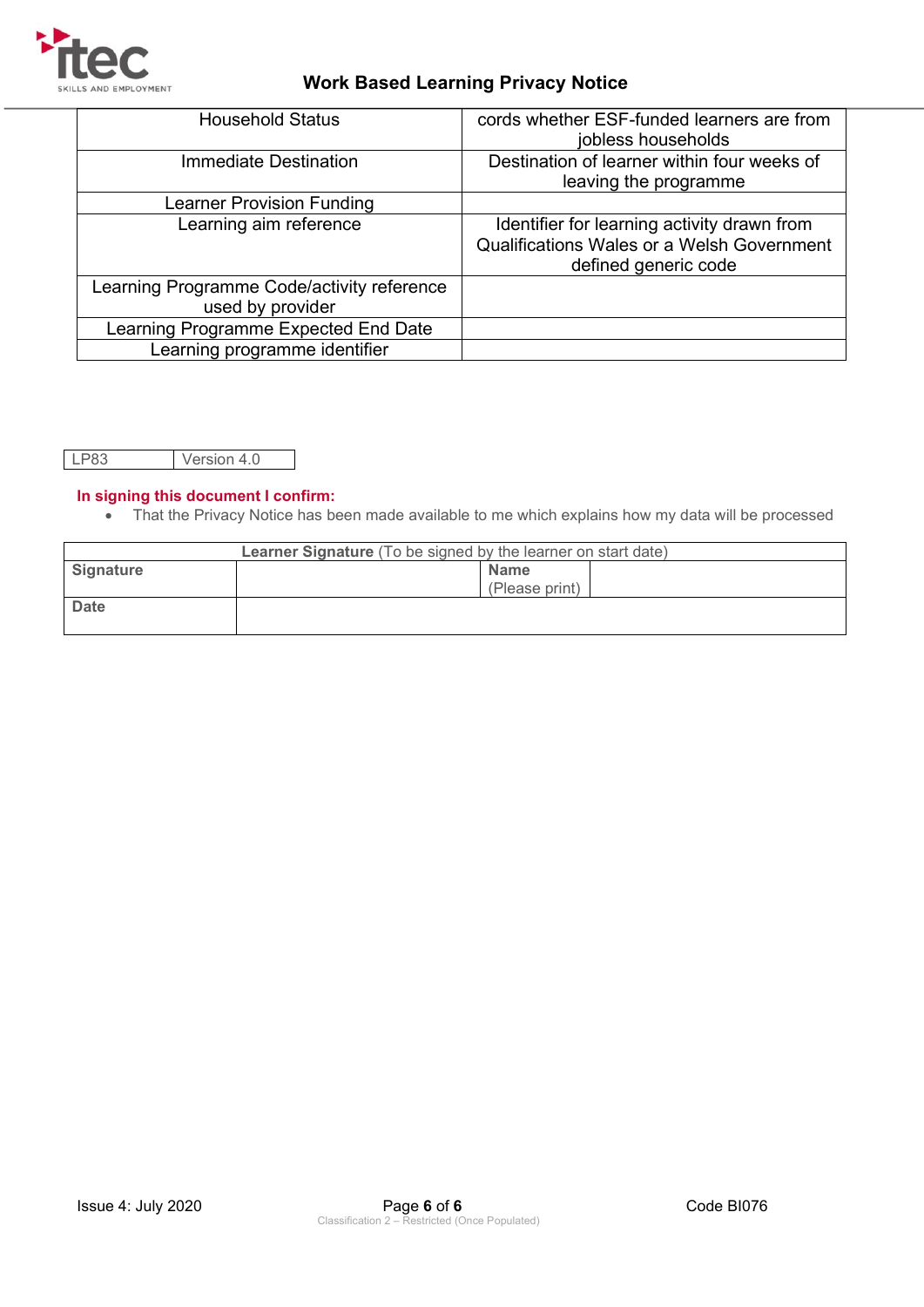| | |
|---|---|
| Household Status | cords whether ESF-funded learners are from jobless households |
| Immediate Destination | Destination of learner within four weeks of leaving the programme |
| Learner Provision Funding | |
| Learning aim reference | Identifier for learning activity drawn from Qualifications Wales or a Welsh Government defined generic code |
| Learning Programme Code/activity reference used by provider | |
| Learning Programme Expected End Date | |
| Learning programme identifier | |

| | |
|---|---|
| LP83 | Version 4.0 |

**In signing this document I confirm:**

- That the Privacy Notice has been made available to me which explains how my data will be processed

| **Learner Signature** (To be signed by the learner on start date) | | | |
|---|---|---|---|
| **Signature** | | **Name** (Please print) | |
| **Date** | | | |

Issue 4: July 2020 Code BI076

Classification 2 – Restricted (Once Populated)